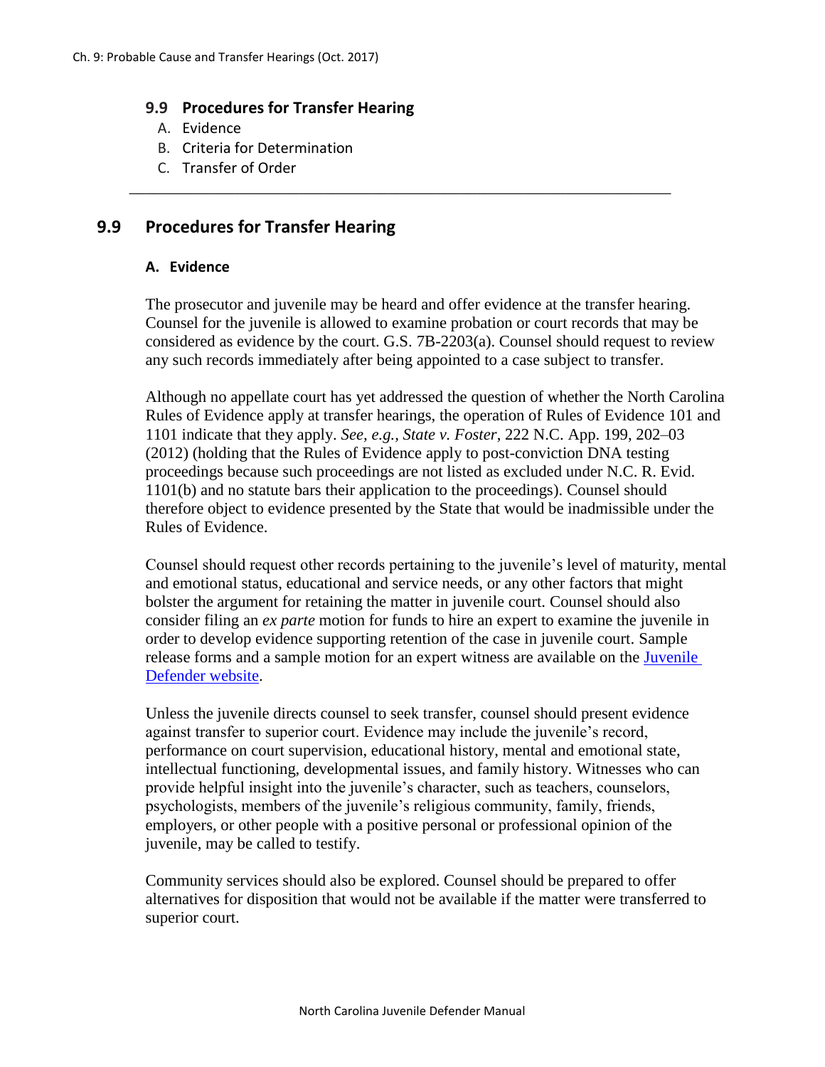## 9.9 Procedures for Transfer Hearing

A. Evidence
B. Criteria for Determination
C. Transfer of Order

---

## 9.9 Procedures for Transfer Hearing

### A. Evidence

The prosecutor and juvenile may be heard and offer evidence at the transfer hearing. Counsel for the juvenile is allowed to examine probation or court records that may be considered as evidence by the court. G.S. 7B-2203(a). Counsel should request to review any such records immediately after being appointed to a case subject to transfer.

Although no appellate court has yet addressed the question of whether the North Carolina Rules of Evidence apply at transfer hearings, the operation of Rules of Evidence 101 and 1101 indicate that they apply. *See, e.g.*, *State v. Foster*, 222 N.C. App. 199, 202–03 (2012) (holding that the Rules of Evidence apply to post-conviction DNA testing proceedings because such proceedings are not listed as excluded under N.C. R. Evid. 1101(b) and no statute bars their application to the proceedings). Counsel should therefore object to evidence presented by the State that would be inadmissible under the Rules of Evidence.

Counsel should request other records pertaining to the juvenile's level of maturity, mental and emotional status, educational and service needs, or any other factors that might bolster the argument for retaining the matter in juvenile court. Counsel should also consider filing an *ex parte* motion for funds to hire an expert to examine the juvenile in order to develop evidence supporting retention of the case in juvenile court. Sample release forms and a sample motion for an expert witness are available on the Juvenile Defender website.

Unless the juvenile directs counsel to seek transfer, counsel should present evidence against transfer to superior court. Evidence may include the juvenile's record, performance on court supervision, educational history, mental and emotional state, intellectual functioning, developmental issues, and family history. Witnesses who can provide helpful insight into the juvenile's character, such as teachers, counselors, psychologists, members of the juvenile's religious community, family, friends, employers, or other people with a positive personal or professional opinion of the juvenile, may be called to testify.

Community services should also be explored. Counsel should be prepared to offer alternatives for disposition that would not be available if the matter were transferred to superior court.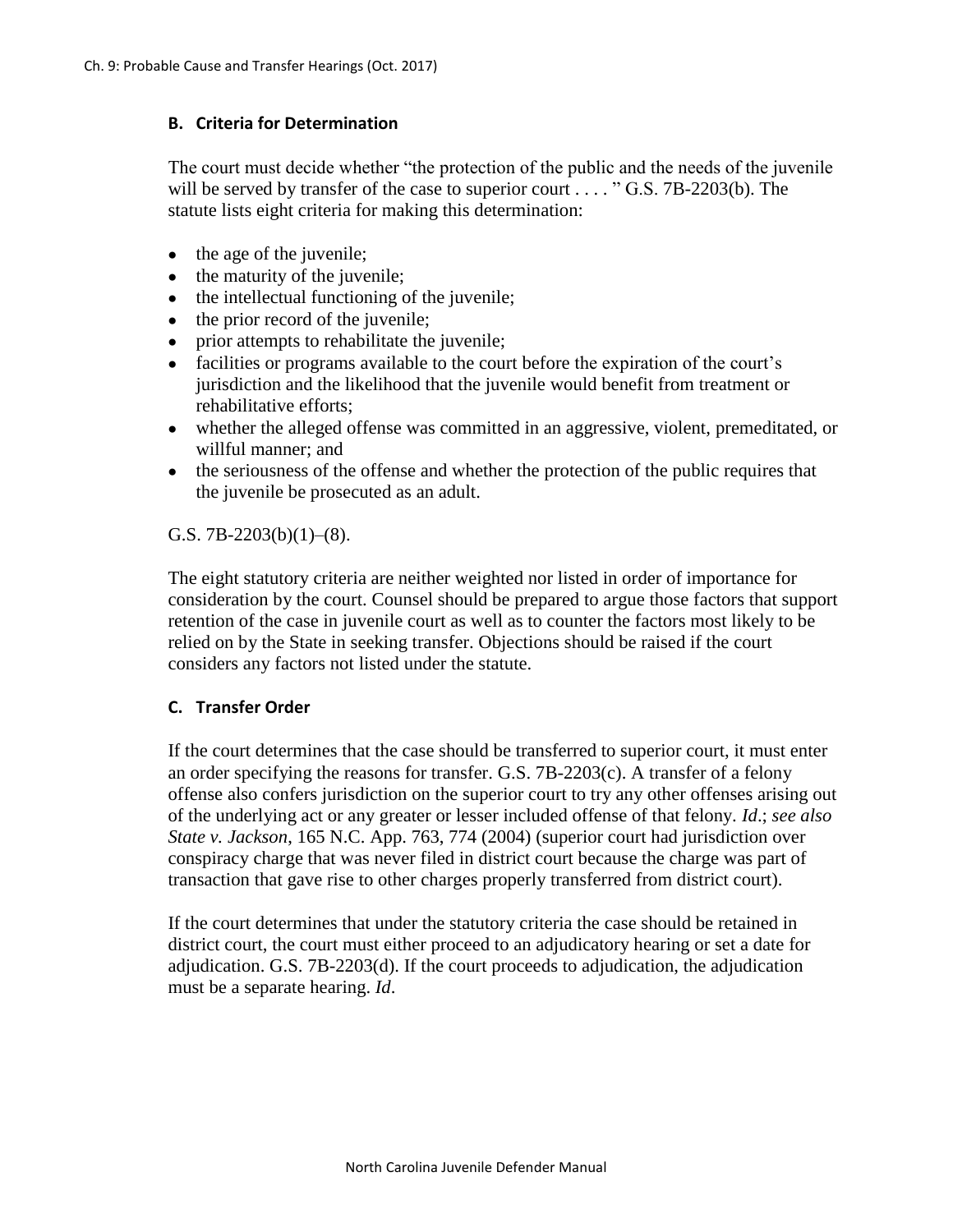### B. Criteria for Determination

The court must decide whether "the protection of the public and the needs of the juvenile will be served by transfer of the case to superior court . . . . " G.S. 7B-2203(b). The statute lists eight criteria for making this determination:

- the age of the juvenile;
- the maturity of the juvenile;
- the intellectual functioning of the juvenile;
- the prior record of the juvenile;
- prior attempts to rehabilitate the juvenile;
- facilities or programs available to the court before the expiration of the court's jurisdiction and the likelihood that the juvenile would benefit from treatment or rehabilitative efforts;
- whether the alleged offense was committed in an aggressive, violent, premeditated, or willful manner; and
- the seriousness of the offense and whether the protection of the public requires that the juvenile be prosecuted as an adult.

G.S. 7B-2203(b)(1)–(8).

The eight statutory criteria are neither weighted nor listed in order of importance for consideration by the court. Counsel should be prepared to argue those factors that support retention of the case in juvenile court as well as to counter the factors most likely to be relied on by the State in seeking transfer. Objections should be raised if the court considers any factors not listed under the statute.

### C. Transfer Order

If the court determines that the case should be transferred to superior court, it must enter an order specifying the reasons for transfer. G.S. 7B-2203(c). A transfer of a felony offense also confers jurisdiction on the superior court to try any other offenses arising out of the underlying act or any greater or lesser included offense of that felony. *Id*.; *see also State v. Jackson*, 165 N.C. App. 763, 774 (2004) (superior court had jurisdiction over conspiracy charge that was never filed in district court because the charge was part of transaction that gave rise to other charges properly transferred from district court).

If the court determines that under the statutory criteria the case should be retained in district court, the court must either proceed to an adjudicatory hearing or set a date for adjudication. G.S. 7B-2203(d). If the court proceeds to adjudication, the adjudication must be a separate hearing. *Id*.